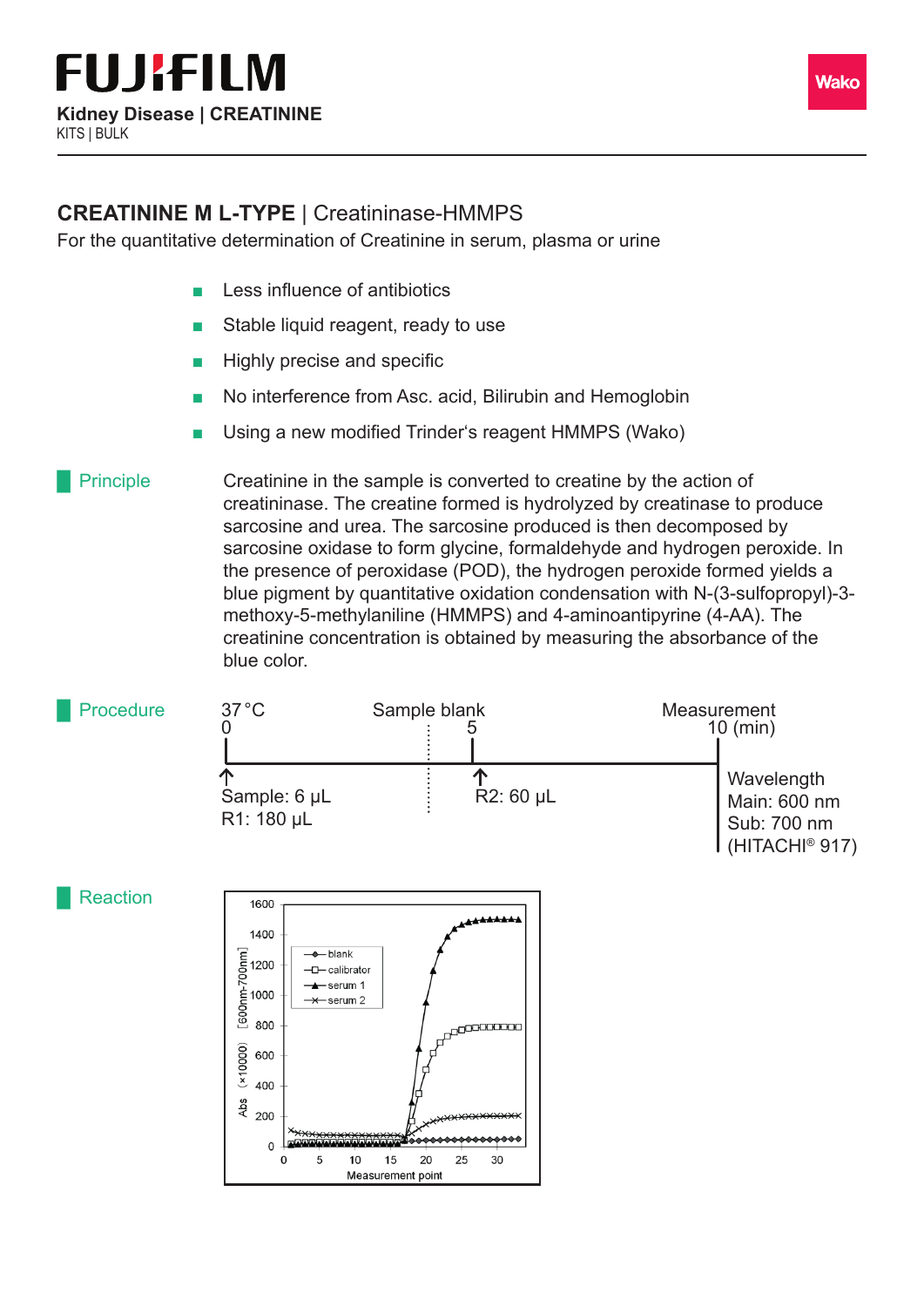# FUJIFILM

**Kidney Disease | CREATININE**
KITS | BULK

Wako

## CREATININE M L-TYPE | Creatininase-HMMPS

For the quantitative determination of Creatinine in serum, plasma or urine

- Less influence of antibiotics
- Stable liquid reagent, ready to use
- Highly precise and specific
- No interference from Asc. acid, Bilirubin and Hemoglobin
- Using a new modified Trinder's reagent HMMPS (Wako)

### Principle

Creatinine in the sample is converted to creatine by the action of creatininase. The creatine formed is hydrolyzed by creatinase to produce sarcosine and urea. The sarcosine produced is then decomposed by sarcosine oxidase to form glycine, formaldehyde and hydrogen peroxide. In the presence of peroxidase (POD), the hydrogen peroxide formed yields a blue pigment by quantitative oxidation condensation with N-(3-sulfopropyl)-3-methoxy-5-methylaniline (HMMPS) and 4-aminoantipyrine (4-AA). The creatinine concentration is obtained by measuring the absorbance of the blue color.

### Procedure

37 °C

| Time (min) | Step |
| --- | --- |
| 0 | Sample: 6 µL, R1: 180 µL |
| 5 | Sample blank; R2: 60 µL |
| 10 | Measurement |

Wavelength
Main: 600 nm
Sub: 700 nm
(HITACHI® 917)

### Reaction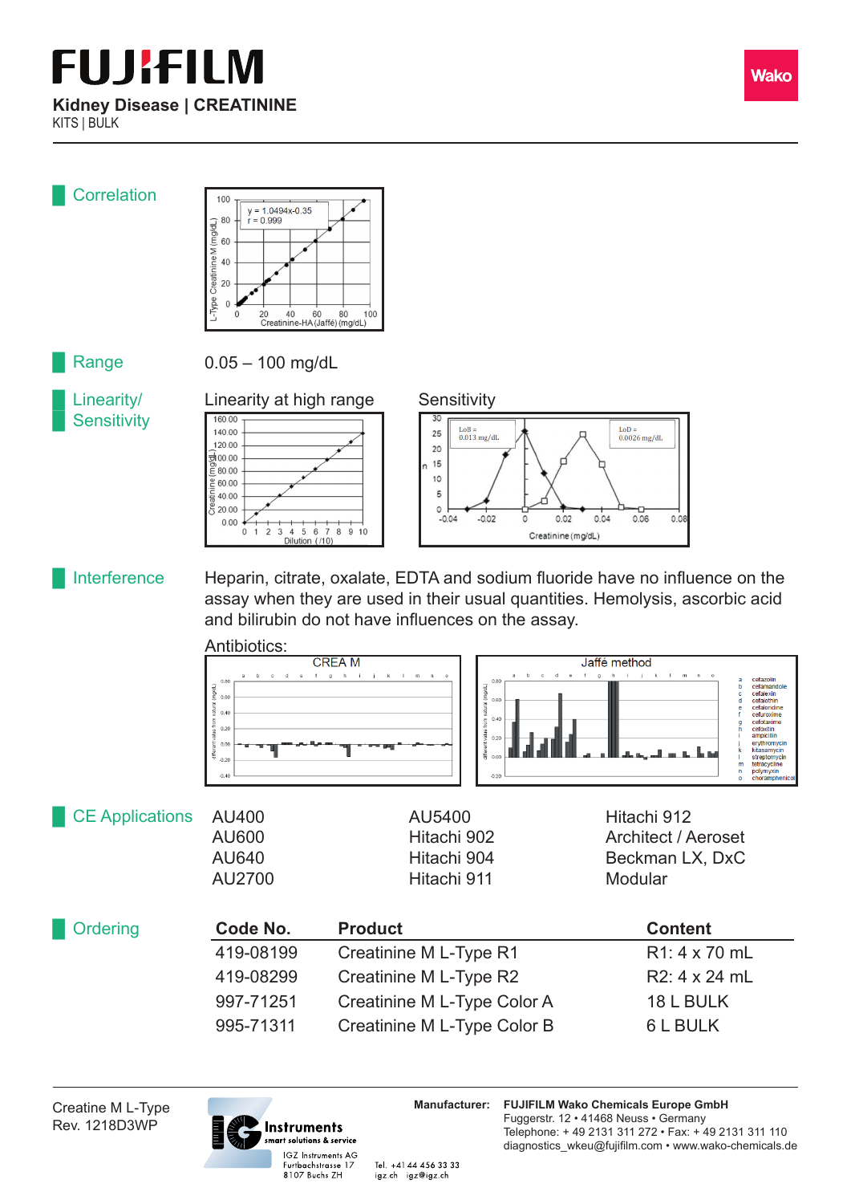FUJIFILM

Wako

## Kidney Disease | CREATININE

KITS | BULK

### Correlation

y = 1.0494x-0.35
r = 0.999
L-Type Creatinine M (mg/dL)
Creatinine-HA (Jaffé) (mg/dL)
0 20 40 60 80 100

### Range

0.05 – 100 mg/dL

### Linearity/ Sensitivity

Linearity at high range

Creatinine (mg/dL)
160.00 140.00 120.00 100.00 80.00 60.00 40.00 20.00 0.00
0 1 2 3 4 5 6 7 8 9 10
Dilution (/10)

Sensitivity

LoB = 0.013 mg/dL
LoD = 0.0026 mg/dL
n
30 25 20 15 10 5 0
-0.04 -0.02 0 0.02 0.04 0.06 0.08
Creatinine (mg/dL)

### Interference

Heparin, citrate, oxalate, EDTA and sodium fluoride have no influence on the assay when they are used in their usual quantities. Hemolysis, ascorbic acid and bilirubin do not have influences on the assay.

Antibiotics:

CREA M

Jaffé method

a cefazolin
b cefamandole
c cefalexin
d cefalothin
e cefaloridine
f cefuroxime
g cefotaxime
h cefoxitin
i ampicillin
j erythromycin
k kitasamycin
l streptomycin
m tetracycline
n polymyxin
o choramphenicol

### CE Applications

| | | |
|---|---|---|
| AU400 | AU5400 | Hitachi 912 |
| AU600 | Hitachi 902 | Architect / Aeroset |
| AU640 | Hitachi 904 | Beckman LX, DxC |
| AU2700 | Hitachi 911 | Modular |

### Ordering

| Code No. | Product | Content |
|---|---|---|
| 419-08199 | Creatinine M L-Type R1 | R1: 4 x 70 mL |
| 419-08299 | Creatinine M L-Type R2 | R2: 4 x 24 mL |
| 997-71251 | Creatinine M L-Type Color A | 18 L BULK |
| 995-71311 | Creatinine M L-Type Color B | 6 L BULK |

Creatine M L-Type
Rev. 1218D3WP

Instruments
smart solutions & service
IGZ Instruments AG
Furtbachstrasse 17
8107 Buchs ZH
Tel. +41 44 456 33 33
igz.ch igz@igz.ch

**Manufacturer:** **FUJIFILM Wako Chemicals Europe GmbH**
Fuggerstr. 12 • 41468 Neuss • Germany
Telephone: + 49 2131 311 272 • Fax: + 49 2131 311 110
diagnostics_wkeu@fujifilm.com • www.wako-chemicals.de